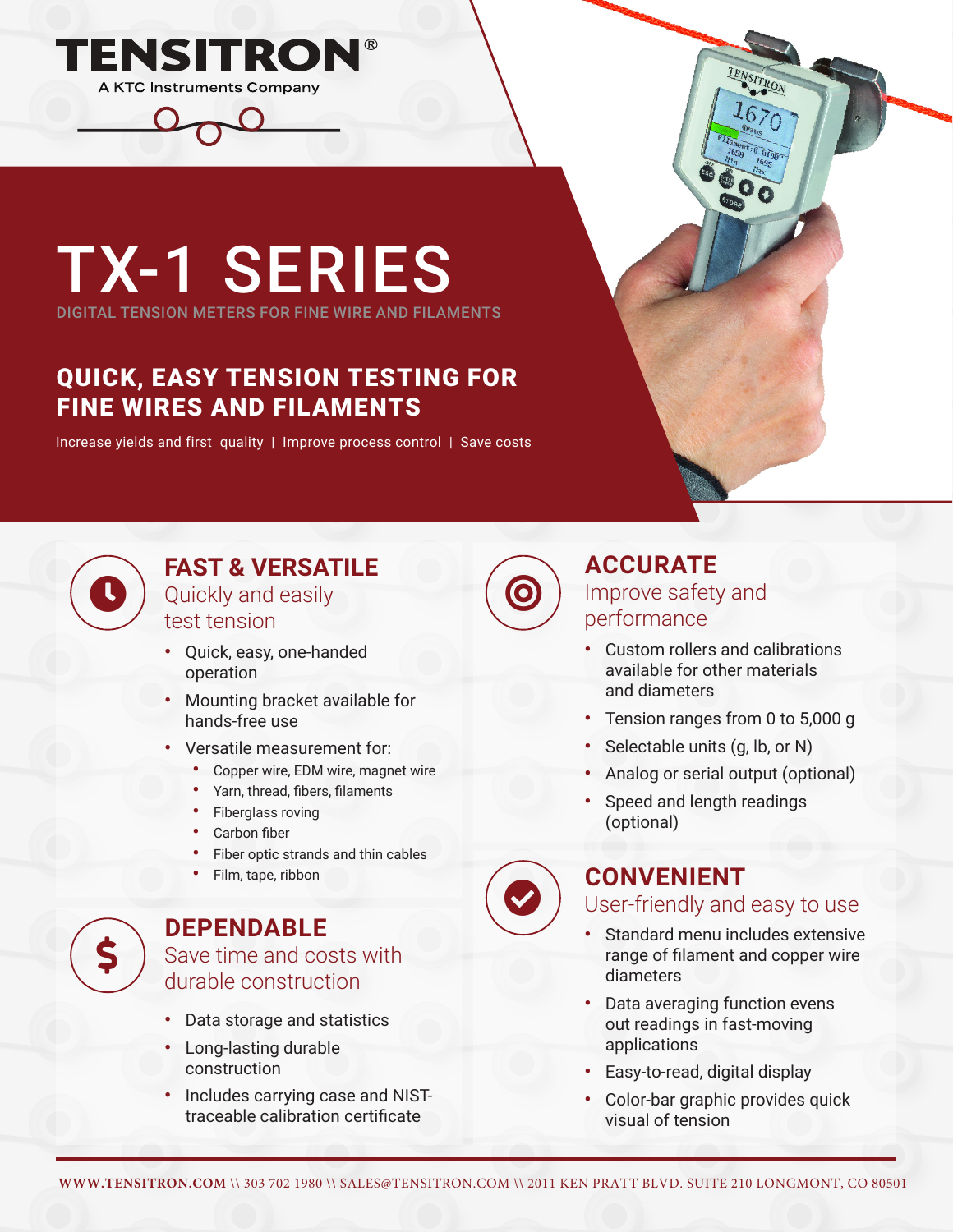# TENSITRON®

A KTC Instruments Company

# TX-1 SERIES

DIGITAL TENSION METERS FOR FINE WIRE AND FILAMENTS

## QUICK, EASY TENSION TESTING FOR FINE WIRES AND FILAMENTS

Increase yields and first quality | Improve process control | Save costs

## FAST & VERSATILE

Quickly and easily test tension

- Quick, easy, one-handed operation
- Mounting bracket available for hands-free use
- Versatile measurement for:
  - Copper wire, EDM wire, magnet wire
  - Yarn, thread, fibers, filaments
  - Fiberglass roving
  - Carbon fiber
  - Fiber optic strands and thin cables
  - Film, tape, ribbon

## DEPENDABLE

Save time and costs with durable construction

- Data storage and statistics
- Long-lasting durable construction
- Includes carrying case and NIST-traceable calibration certificate

## ACCURATE

Improve safety and performance

- Custom rollers and calibrations available for other materials and diameters
- Tension ranges from 0 to 5,000 g
- Selectable units (g, lb, or N)
- Analog or serial output (optional)
- Speed and length readings (optional)

## CONVENIENT

User-friendly and easy to use

- Standard menu includes extensive range of filament and copper wire diameters
- Data averaging function evens out readings in fast-moving applications
- Easy-to-read, digital display
- Color-bar graphic provides quick visual of tension

WWW.TENSITRON.COM \\ 303 702 1980 \\ SALES@TENSITRON.COM \\ 2011 KEN PRATT BLVD. SUITE 210 LONGMONT, CO 80501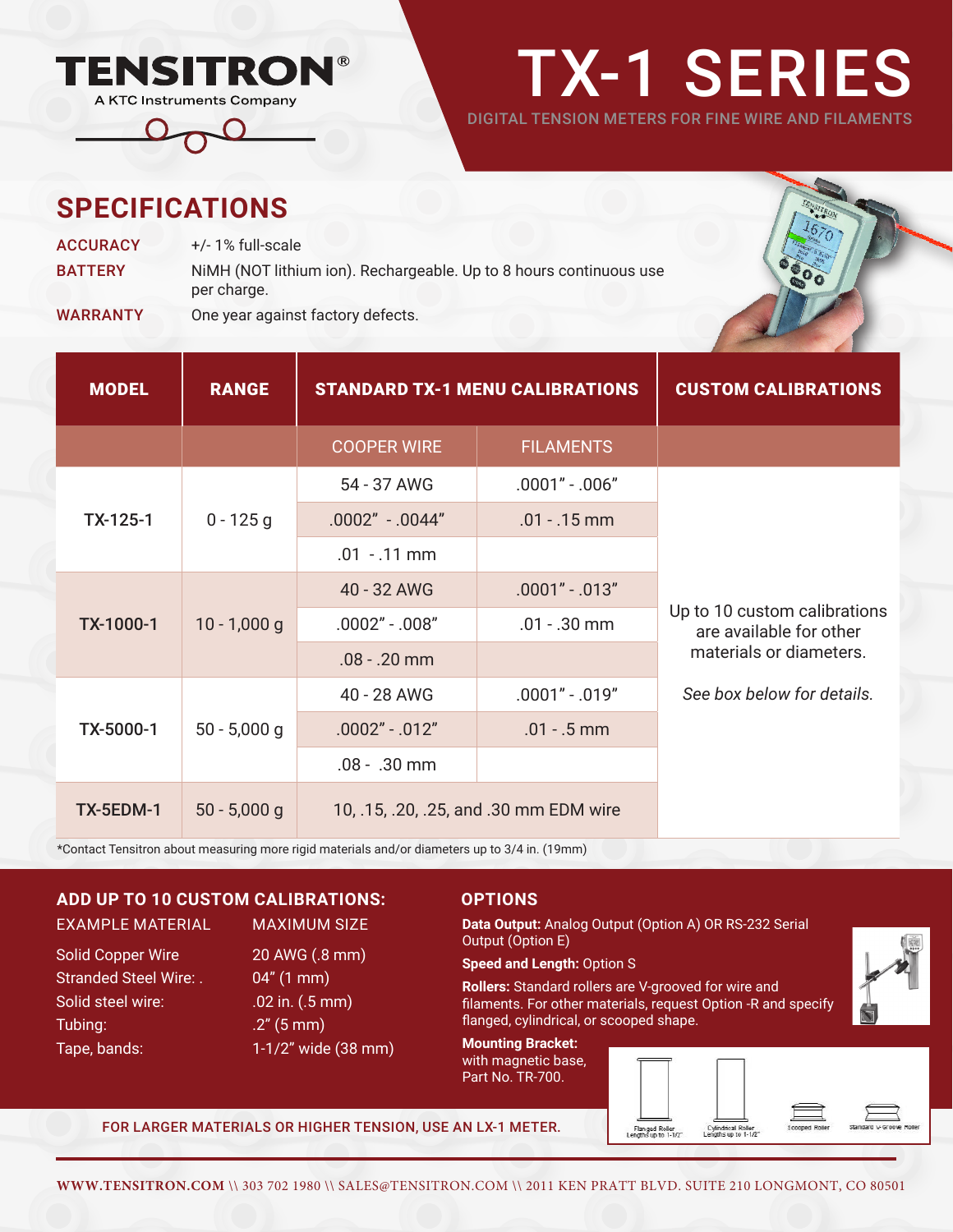TENSITRON®
A KTC Instruments Company

# TX-1 SERIES

DIGITAL TENSION METERS FOR FINE WIRE AND FILAMENTS

## SPECIFICATIONS

**ACCURACY** +/- 1% full-scale

**BATTERY** NiMH (NOT lithium ion). Rechargeable. Up to 8 hours continuous use per charge.

**WARRANTY** One year against factory defects.

| MODEL | RANGE | STANDARD TX-1 MENU CALIBRATIONS | | CUSTOM CALIBRATIONS |
|---|---|---|---|---|
| | | COOPER WIRE | FILAMENTS | |
| TX-125-1 | 0 - 125 g | 54 - 37 AWG | .0001" - .006" | Up to 10 custom calibrations are available for other materials or diameters. *See box below for details.* |
| | | .0002" - .0044" | .01 - .15 mm | |
| | | .01 - .11 mm | | |
| TX-1000-1 | 10 - 1,000 g | 40 - 32 AWG | .0001" - .013" | |
| | | .0002" - .008" | .01 - .30 mm | |
| | | .08 - .20 mm | | |
| TX-5000-1 | 50 - 5,000 g | 40 - 28 AWG | .0001" - .019" | |
| | | .0002" - .012" | .01 - .5 mm | |
| | | .08 - .30 mm | | |
| TX-5EDM-1 | 50 - 5,000 g | 10, .15, .20, .25, and .30 mm EDM wire | | |

*Contact Tensitron about measuring more rigid materials and/or diameters up to 3/4 in. (19mm)

## ADD UP TO 10 CUSTOM CALIBRATIONS:

| EXAMPLE MATERIAL | MAXIMUM SIZE |
|---|---|
| Solid Copper Wire | 20 AWG (.8 mm) |
| Stranded Steel Wire: . | 04" (1 mm) |
| Solid steel wire: | .02 in. (.5 mm) |
| Tubing: | .2" (5 mm) |
| Tape, bands: | 1-1/2" wide (38 mm) |

## OPTIONS

**Data Output:** Analog Output (Option A) OR RS-232 Serial Output (Option E)

**Speed and Length:** Option S

**Rollers:** Standard rollers are V-grooved for wire and filaments. For other materials, request Option -R and specify flanged, cylindrical, or scooped shape.

**Mounting Bracket:** with magnetic base, Part No. TR-700.

Flanged Roller Lengths up to 1-1/2" | Cylindrical Roller Lengths up to 1-1/2" | Scooped Roller | Standard V-Groove Roller

FOR LARGER MATERIALS OR HIGHER TENSION, USE AN LX-1 METER.

WWW.TENSITRON.COM \\ 303 702 1980 \\ SALES@TENSITRON.COM \\ 2011 KEN PRATT BLVD. SUITE 210 LONGMONT, CO 80501